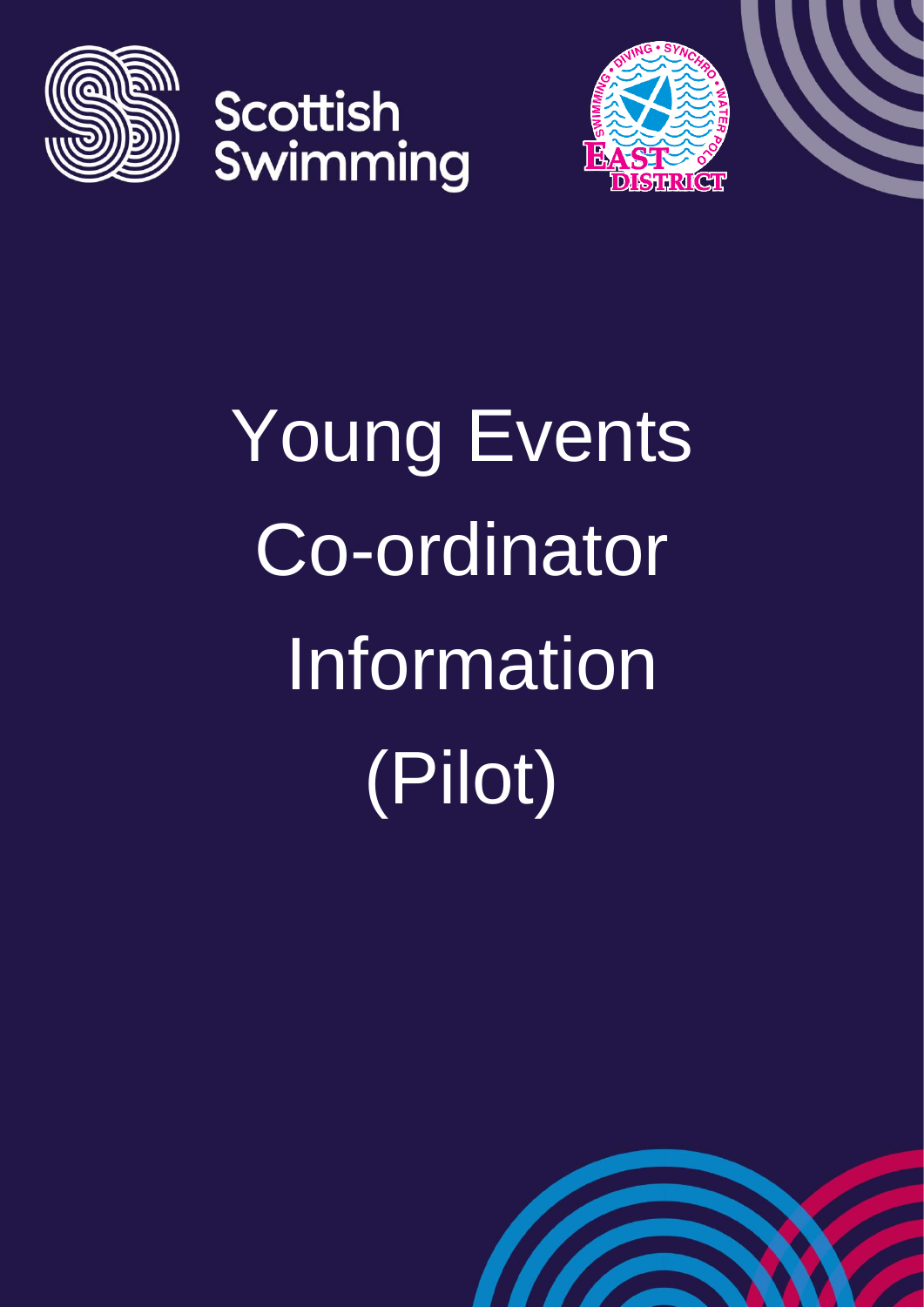Scottish Swimming

# Young Events Co-ordinator Information (Pilot)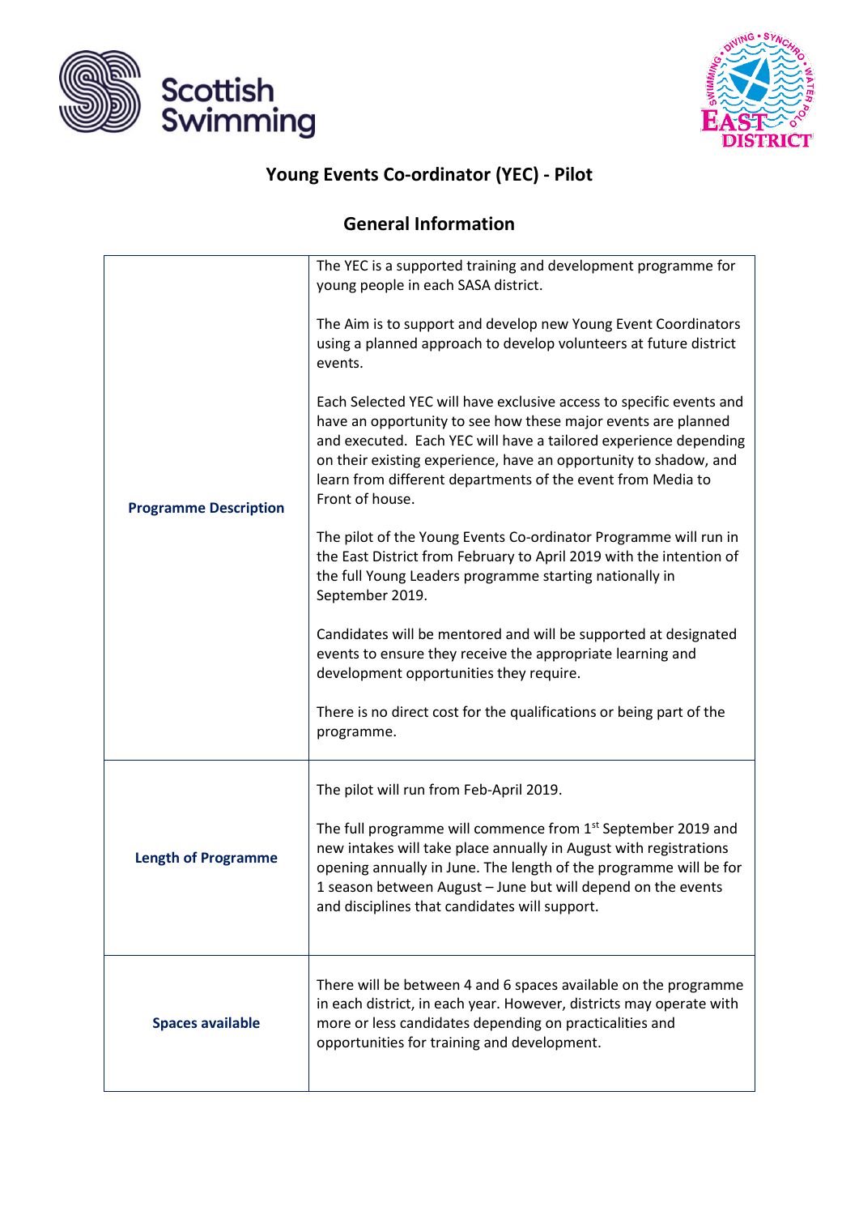# Young Events Co-ordinator (YEC) - Pilot

## General Information

| | |
|---|---|
| **Programme Description** | The YEC is a supported training and development programme for young people in each SASA district.<br><br>The Aim is to support and develop new Young Event Coordinators using a planned approach to develop volunteers at future district events.<br><br>Each Selected YEC will have exclusive access to specific events and have an opportunity to see how these major events are planned and executed. Each YEC will have a tailored experience depending on their existing experience, have an opportunity to shadow, and learn from different departments of the event from Media to Front of house.<br><br>The pilot of the Young Events Co-ordinator Programme will run in the East District from February to April 2019 with the intention of the full Young Leaders programme starting nationally in September 2019.<br><br>Candidates will be mentored and will be supported at designated events to ensure they receive the appropriate learning and development opportunities they require.<br><br>There is no direct cost for the qualifications or being part of the programme. |
| **Length of Programme** | The pilot will run from Feb-April 2019.<br><br>The full programme will commence from 1st September 2019 and new intakes will take place annually in August with registrations opening annually in June. The length of the programme will be for 1 season between August – June but will depend on the events and disciplines that candidates will support. |
| **Spaces available** | There will be between 4 and 6 spaces available on the programme in each district, in each year. However, districts may operate with more or less candidates depending on practicalities and opportunities for training and development. |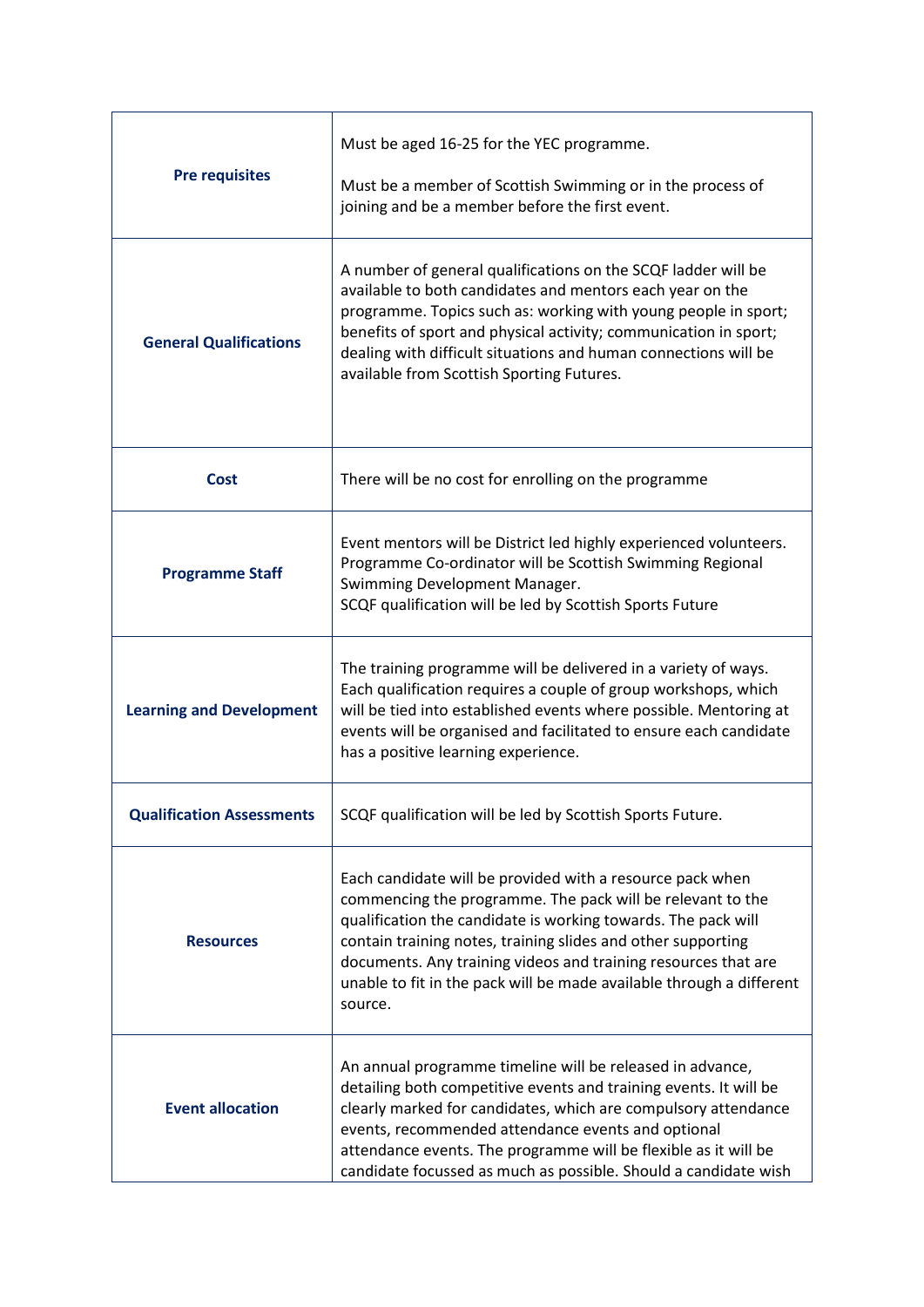| | |
|---|---|
| **Pre requisites** | Must be aged 16-25 for the YEC programme.<br><br>Must be a member of Scottish Swimming or in the process of joining and be a member before the first event. |
| **General Qualifications** | A number of general qualifications on the SCQF ladder will be available to both candidates and mentors each year on the programme. Topics such as: working with young people in sport; benefits of sport and physical activity; communication in sport; dealing with difficult situations and human connections will be available from Scottish Sporting Futures. |
| **Cost** | There will be no cost for enrolling on the programme |
| **Programme Staff** | Event mentors will be District led highly experienced volunteers. Programme Co-ordinator will be Scottish Swimming Regional Swimming Development Manager.<br>SCQF qualification will be led by Scottish Sports Future |
| **Learning and Development** | The training programme will be delivered in a variety of ways. Each qualification requires a couple of group workshops, which will be tied into established events where possible. Mentoring at events will be organised and facilitated to ensure each candidate has a positive learning experience. |
| **Qualification Assessments** | SCQF qualification will be led by Scottish Sports Future. |
| **Resources** | Each candidate will be provided with a resource pack when commencing the programme. The pack will be relevant to the qualification the candidate is working towards. The pack will contain training notes, training slides and other supporting documents. Any training videos and training resources that are unable to fit in the pack will be made available through a different source. |
| **Event allocation** | An annual programme timeline will be released in advance, detailing both competitive events and training events. It will be clearly marked for candidates, which are compulsory attendance events, recommended attendance events and optional attendance events. The programme will be flexible as it will be candidate focussed as much as possible. Should a candidate wish |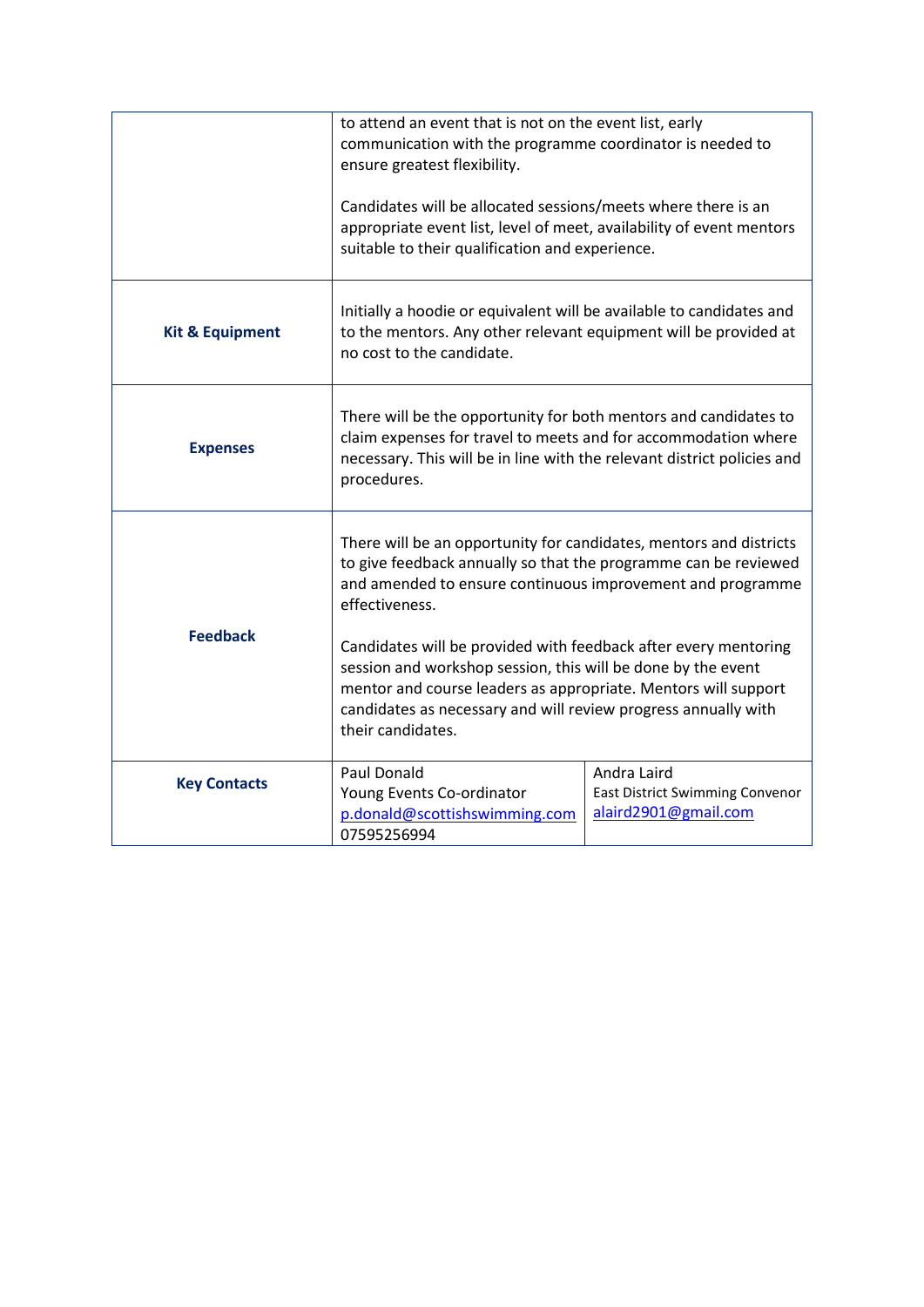| | | |
|---|---|---|
| | to attend an event that is not on the event list, early communication with the programme coordinator is needed to ensure greatest flexibility.<br><br>Candidates will be allocated sessions/meets where there is an appropriate event list, level of meet, availability of event mentors suitable to their qualification and experience. | |
| **Kit & Equipment** | Initially a hoodie or equivalent will be available to candidates and to the mentors. Any other relevant equipment will be provided at no cost to the candidate. | |
| **Expenses** | There will be the opportunity for both mentors and candidates to claim expenses for travel to meets and for accommodation where necessary. This will be in line with the relevant district policies and procedures. | |
| **Feedback** | There will be an opportunity for candidates, mentors and districts to give feedback annually so that the programme can be reviewed and amended to ensure continuous improvement and programme effectiveness.<br><br>Candidates will be provided with feedback after every mentoring session and workshop session, this will be done by the event mentor and course leaders as appropriate. Mentors will support candidates as necessary and will review progress annually with their candidates. | |
| **Key Contacts** | Paul Donald<br>Young Events Co-ordinator<br>p.donald@scottishswimming.com<br>07595256994 | Andra Laird<br>East District Swimming Convenor<br>alaird2901@gmail.com |